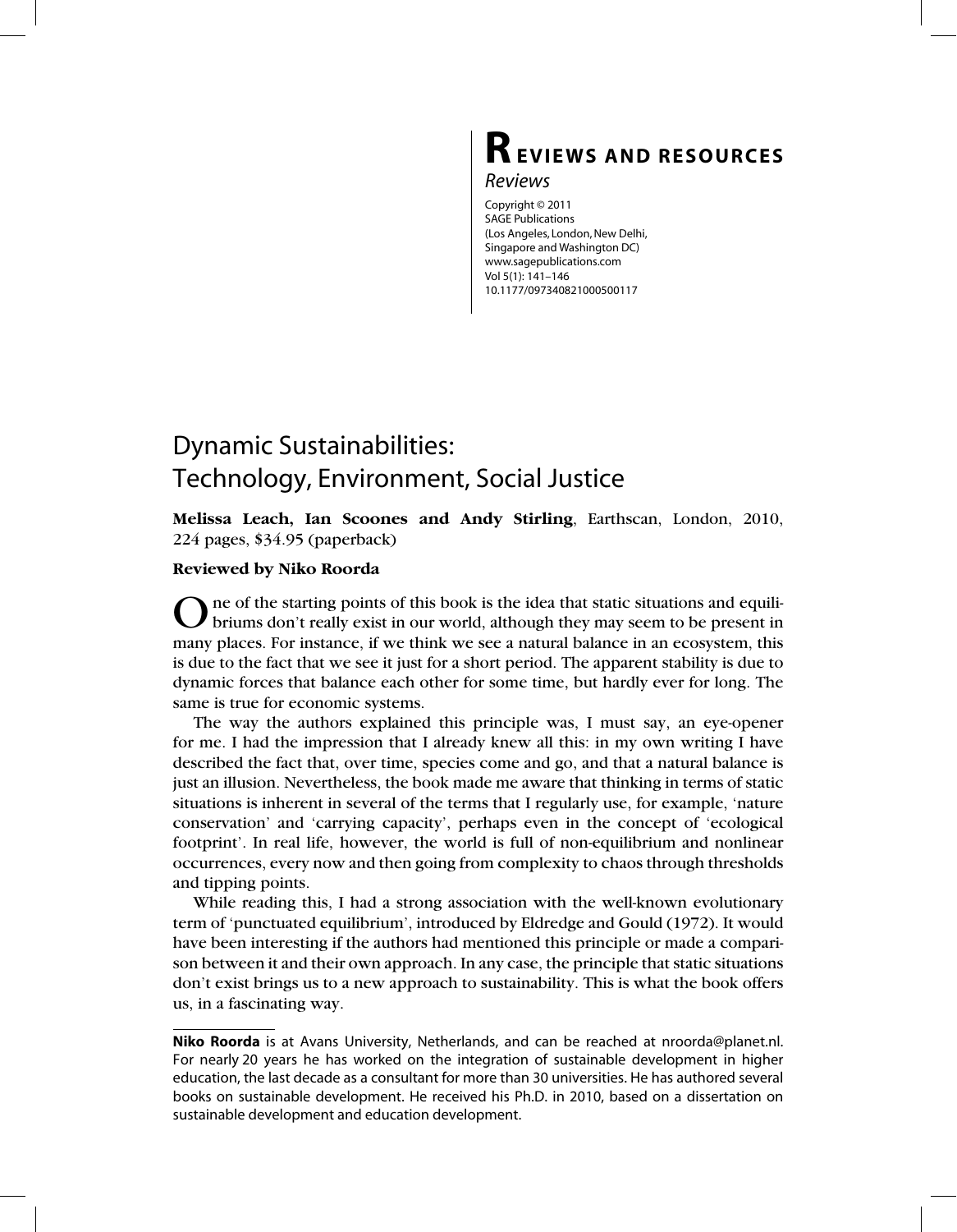# Reviews and Resources

*Reviews*

Copyright © 2011
SAGE Publications
(Los Angeles, London, New Delhi, Singapore and Washington DC)
www.sagepublications.com
Vol 5(1): 141–146
10.1177/097340821000500117

## Dynamic Sustainabilities: Technology, Environment, Social Justice

**Melissa Leach, Ian Scoones and Andy Stirling**, Earthscan, London, 2010, 224 pages, $34.95 (paperback)

**Reviewed by Niko Roorda**

One of the starting points of this book is the idea that static situations and equilibriums don't really exist in our world, although they may seem to be present in many places. For instance, if we think we see a natural balance in an ecosystem, this is due to the fact that we see it just for a short period. The apparent stability is due to dynamic forces that balance each other for some time, but hardly ever for long. The same is true for economic systems.

The way the authors explained this principle was, I must say, an eye-opener for me. I had the impression that I already knew all this: in my own writing I have described the fact that, over time, species come and go, and that a natural balance is just an illusion. Nevertheless, the book made me aware that thinking in terms of static situations is inherent in several of the terms that I regularly use, for example, 'nature conservation' and 'carrying capacity', perhaps even in the concept of 'ecological footprint'. In real life, however, the world is full of non-equilibrium and nonlinear occurrences, every now and then going from complexity to chaos through thresholds and tipping points.

While reading this, I had a strong association with the well-known evolutionary term of 'punctuated equilibrium', introduced by Eldredge and Gould (1972). It would have been interesting if the authors had mentioned this principle or made a comparison between it and their own approach. In any case, the principle that static situations don't exist brings us to a new approach to sustainability. This is what the book offers us, in a fascinating way.

---

**Niko Roorda** is at Avans University, Netherlands, and can be reached at nroorda@planet.nl. For nearly 20 years he has worked on the integration of sustainable development in higher education, the last decade as a consultant for more than 30 universities. He has authored several books on sustainable development. He received his Ph.D. in 2010, based on a dissertation on sustainable development and education development.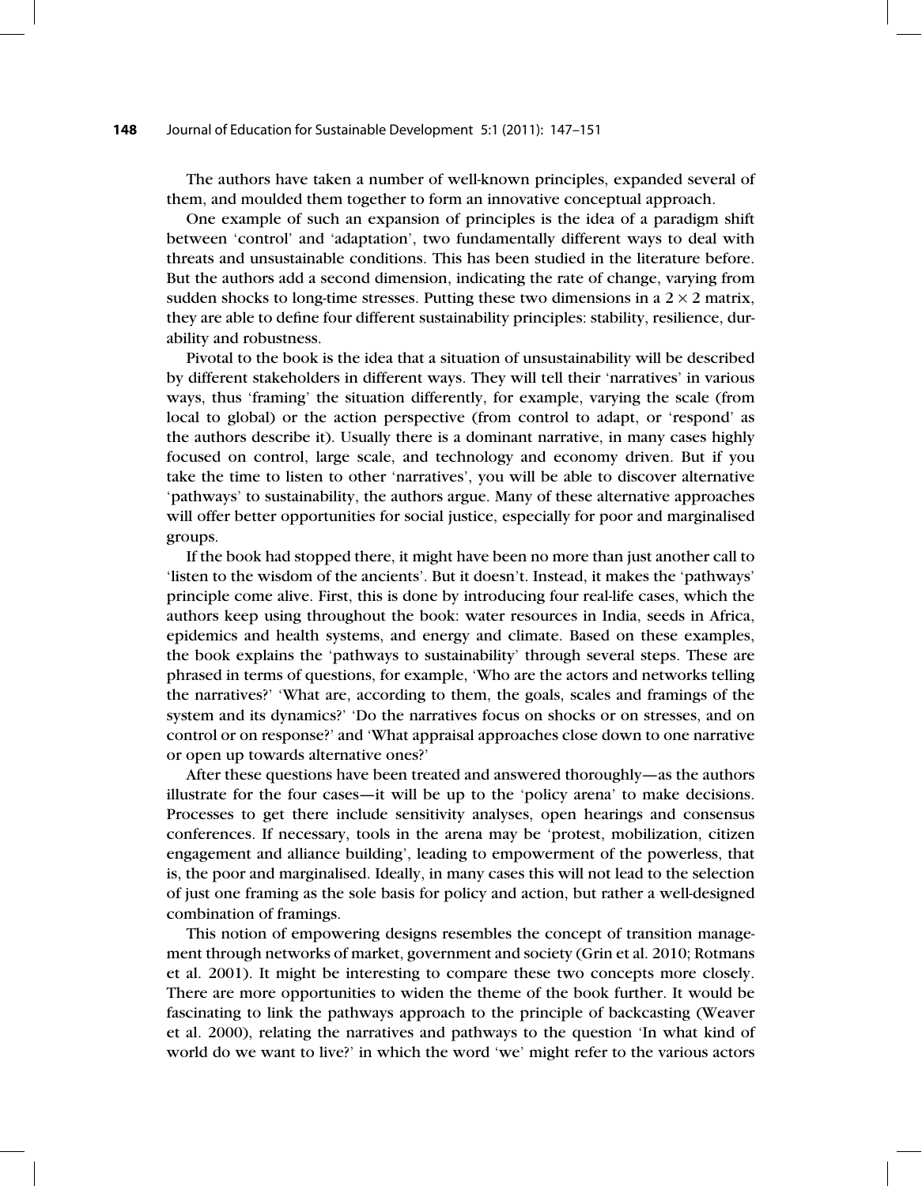The authors have taken a number of well-known principles, expanded several of them, and moulded them together to form an innovative conceptual approach.

One example of such an expansion of principles is the idea of a paradigm shift between 'control' and 'adaptation', two fundamentally different ways to deal with threats and unsustainable conditions. This has been studied in the literature before. But the authors add a second dimension, indicating the rate of change, varying from sudden shocks to long-time stresses. Putting these two dimensions in a $2 \times 2$ matrix, they are able to define four different sustainability principles: stability, resilience, durability and robustness.

Pivotal to the book is the idea that a situation of unsustainability will be described by different stakeholders in different ways. They will tell their 'narratives' in various ways, thus 'framing' the situation differently, for example, varying the scale (from local to global) or the action perspective (from control to adapt, or 'respond' as the authors describe it). Usually there is a dominant narrative, in many cases highly focused on control, large scale, and technology and economy driven. But if you take the time to listen to other 'narratives', you will be able to discover alternative 'pathways' to sustainability, the authors argue. Many of these alternative approaches will offer better opportunities for social justice, especially for poor and marginalised groups.

If the book had stopped there, it might have been no more than just another call to 'listen to the wisdom of the ancients'. But it doesn't. Instead, it makes the 'pathways' principle come alive. First, this is done by introducing four real-life cases, which the authors keep using throughout the book: water resources in India, seeds in Africa, epidemics and health systems, and energy and climate. Based on these examples, the book explains the 'pathways to sustainability' through several steps. These are phrased in terms of questions, for example, 'Who are the actors and networks telling the narratives?' 'What are, according to them, the goals, scales and framings of the system and its dynamics?' 'Do the narratives focus on shocks or on stresses, and on control or on response?' and 'What appraisal approaches close down to one narrative or open up towards alternative ones?'

After these questions have been treated and answered thoroughly—as the authors illustrate for the four cases—it will be up to the 'policy arena' to make decisions. Processes to get there include sensitivity analyses, open hearings and consensus conferences. If necessary, tools in the arena may be 'protest, mobilization, citizen engagement and alliance building', leading to empowerment of the powerless, that is, the poor and marginalised. Ideally, in many cases this will not lead to the selection of just one framing as the sole basis for policy and action, but rather a well-designed combination of framings.

This notion of empowering designs resembles the concept of transition management through networks of market, government and society (Grin et al. 2010; Rotmans et al. 2001). It might be interesting to compare these two concepts more closely. There are more opportunities to widen the theme of the book further. It would be fascinating to link the pathways approach to the principle of backcasting (Weaver et al. 2000), relating the narratives and pathways to the question 'In what kind of world do we want to live?' in which the word 'we' might refer to the various actors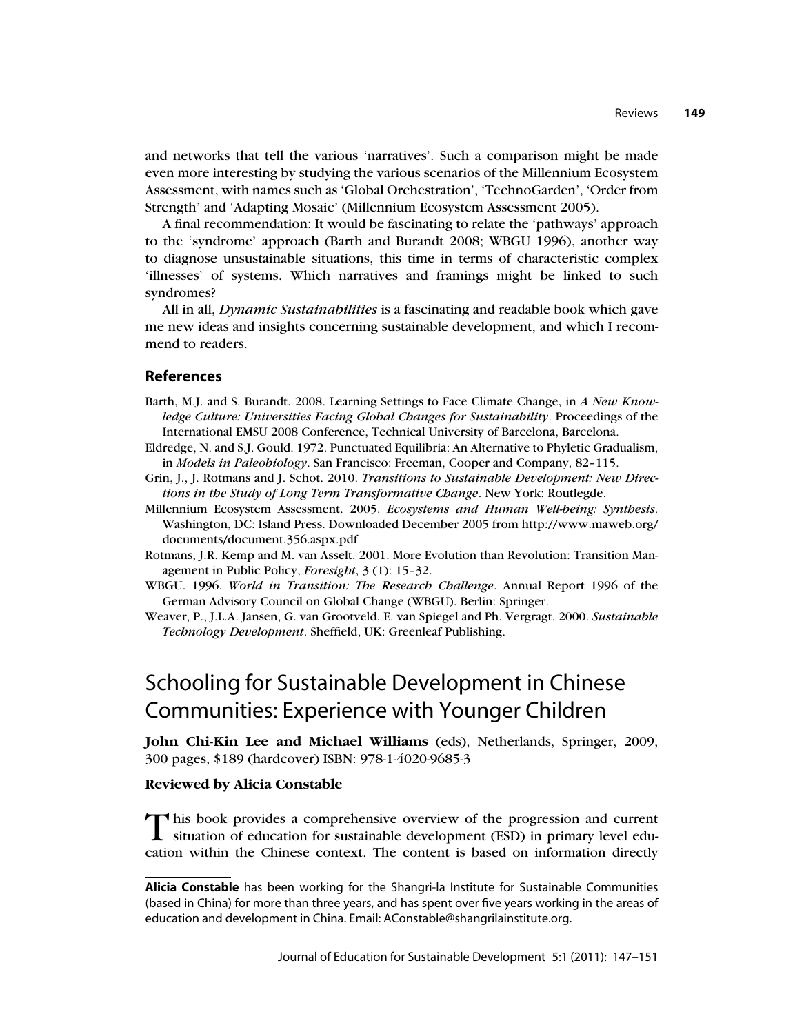and networks that tell the various 'narratives'. Such a comparison might be made even more interesting by studying the various scenarios of the Millennium Ecosystem Assessment, with names such as 'Global Orchestration', 'TechnoGarden', 'Order from Strength' and 'Adapting Mosaic' (Millennium Ecosystem Assessment 2005).

A final recommendation: It would be fascinating to relate the 'pathways' approach to the 'syndrome' approach (Barth and Burandt 2008; WBGU 1996), another way to diagnose unsustainable situations, this time in terms of characteristic complex 'illnesses' of systems. Which narratives and framings might be linked to such syndromes?

All in all, *Dynamic Sustainabilities* is a fascinating and readable book which gave me new ideas and insights concerning sustainable development, and which I recommend to readers.

## References

Barth, M.J. and S. Burandt. 2008. Learning Settings to Face Climate Change, in *A New Knowledge Culture: Universities Facing Global Changes for Sustainability*. Proceedings of the International EMSU 2008 Conference, Technical University of Barcelona, Barcelona.

Eldredge, N. and S.J. Gould. 1972. Punctuated Equilibria: An Alternative to Phyletic Gradualism, in *Models in Paleobiology*. San Francisco: Freeman, Cooper and Company, 82–115.

Grin, J., J. Rotmans and J. Schot. 2010. *Transitions to Sustainable Development: New Directions in the Study of Long Term Transformative Change*. New York: Routlegde.

Millennium Ecosystem Assessment. 2005. *Ecosystems and Human Well-being: Synthesis*. Washington, DC: Island Press. Downloaded December 2005 from http://www.maweb.org/documents/document.356.aspx.pdf

Rotmans, J.R. Kemp and M. van Asselt. 2001. More Evolution than Revolution: Transition Management in Public Policy, *Foresight*, 3 (1): 15–32.

WBGU. 1996. *World in Transition: The Research Challenge*. Annual Report 1996 of the German Advisory Council on Global Change (WBGU). Berlin: Springer.

Weaver, P., J.L.A. Jansen, G. van Grootveld, E. van Spiegel and Ph. Vergragt. 2000. *Sustainable Technology Development*. Sheffield, UK: Greenleaf Publishing.

# Schooling for Sustainable Development in Chinese Communities: Experience with Younger Children

**John Chi-Kin Lee and Michael Williams** (eds), Netherlands, Springer, 2009, 300 pages, $189 (hardcover) ISBN: 978-1-4020-9685-3

**Reviewed by Alicia Constable**

This book provides a comprehensive overview of the progression and current situation of education for sustainable development (ESD) in primary level education within the Chinese context. The content is based on information directly

**Alicia Constable** has been working for the Shangri-la Institute for Sustainable Communities (based in China) for more than three years, and has spent over five years working in the areas of education and development in China. Email: AConstable@shangrilainstitute.org.